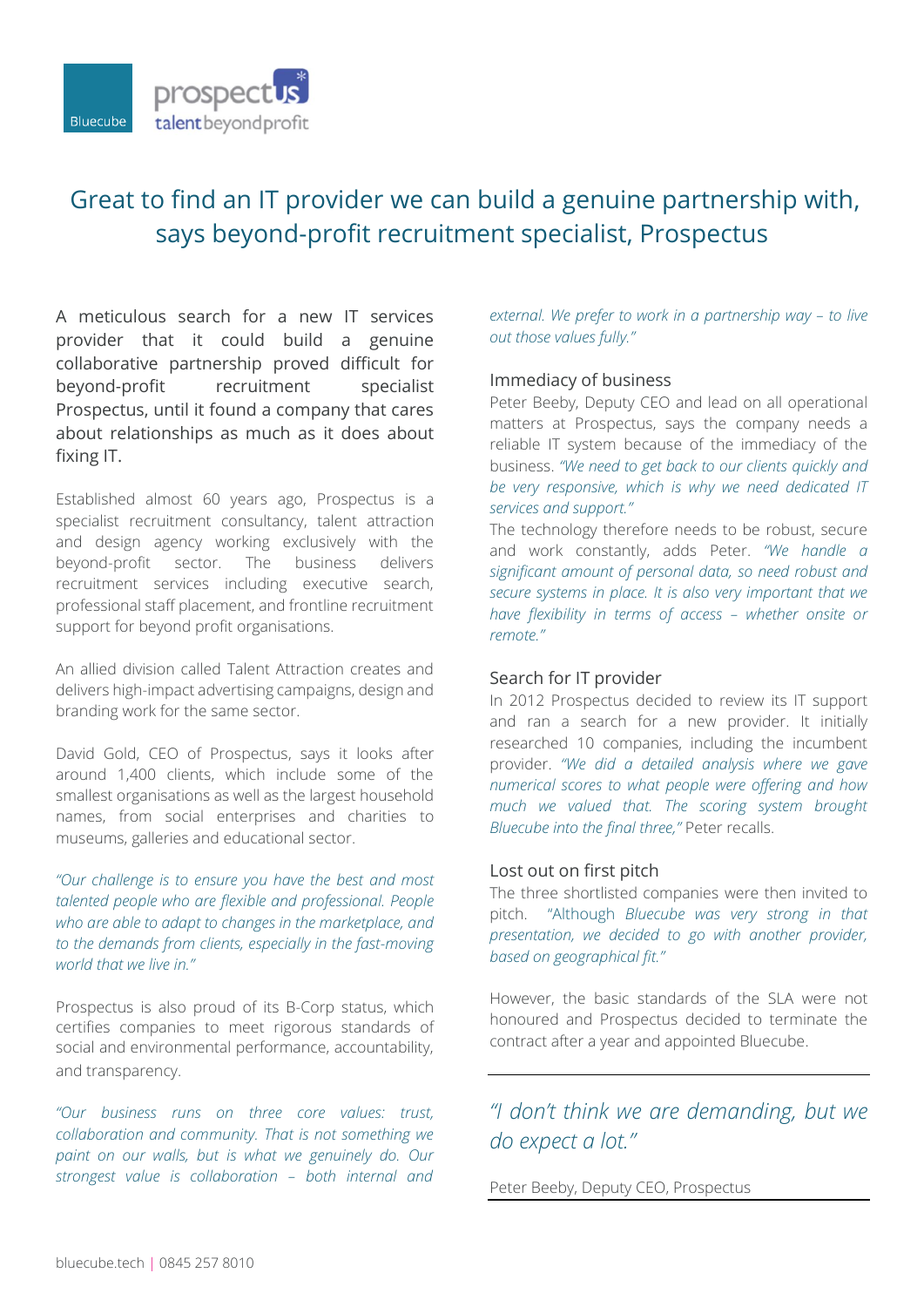# Great to find an IT provider we can build a genuine partnership with, says beyond-profit recruitment specialist, Prospectus

A meticulous search for a new IT services provider that it could build a genuine collaborative partnership proved difficult for beyond-profit recruitment specialist Prospectus, until it found a company that cares about relationships as much as it does about fixing IT.

Established almost 60 years ago, Prospectus is a specialist recruitment consultancy, talent attraction and design agency working exclusively with the beyond-profit sector. The business delivers recruitment services including executive search, professional staff placement, and frontline recruitment support for beyond profit organisations.

An allied division called Talent Attraction creates and delivers high-impact advertising campaigns, design and branding work for the same sector.

David Gold, CEO of Prospectus, says it looks after around 1,400 clients, which include some of the smallest organisations as well as the largest household names, from social enterprises and charities to museums, galleries and educational sector.

*"Our challenge is to ensure you have the best and most talented people who are flexible and professional. People who are able to adapt to changes in the marketplace, and to the demands from clients, especially in the fast-moving world that we live in."*

Prospectus is also proud of its B-Corp status, which certifies companies to meet rigorous standards of social and environmental performance, accountability, and transparency.

*"Our business runs on three core values: trust, collaboration and community. That is not something we paint on our walls, but is what we genuinely do. Our strongest value is collaboration – both internal and external. We prefer to work in a partnership way – to live out those values fully."*

## Immediacy of business

Peter Beeby, Deputy CEO and lead on all operational matters at Prospectus, says the company needs a reliable IT system because of the immediacy of the business. *"We need to get back to our clients quickly and be very responsive, which is why we need dedicated IT services and support."*

The technology therefore needs to be robust, secure and work constantly, adds Peter. *"We handle a significant amount of personal data, so need robust and secure systems in place. It is also very important that we have flexibility in terms of access – whether onsite or remote."*

## Search for IT provider

In 2012 Prospectus decided to review its IT support and ran a search for a new provider. It initially researched 10 companies, including the incumbent provider. *"We did a detailed analysis where we gave numerical scores to what people were offering and how much we valued that. The scoring system brought Bluecube into the final three,"* Peter recalls.

## Lost out on first pitch

The three shortlisted companies were then invited to pitch. "Although *Bluecube was very strong in that presentation, we decided to go with another provider, based on geographical fit."*

However, the basic standards of the SLA were not honoured and Prospectus decided to terminate the contract after a year and appointed Bluecube.

> *"I don't think we are demanding, but we do expect a lot."*
>
> Peter Beeby, Deputy CEO, Prospectus

bluecube.tech | 0845 257 8010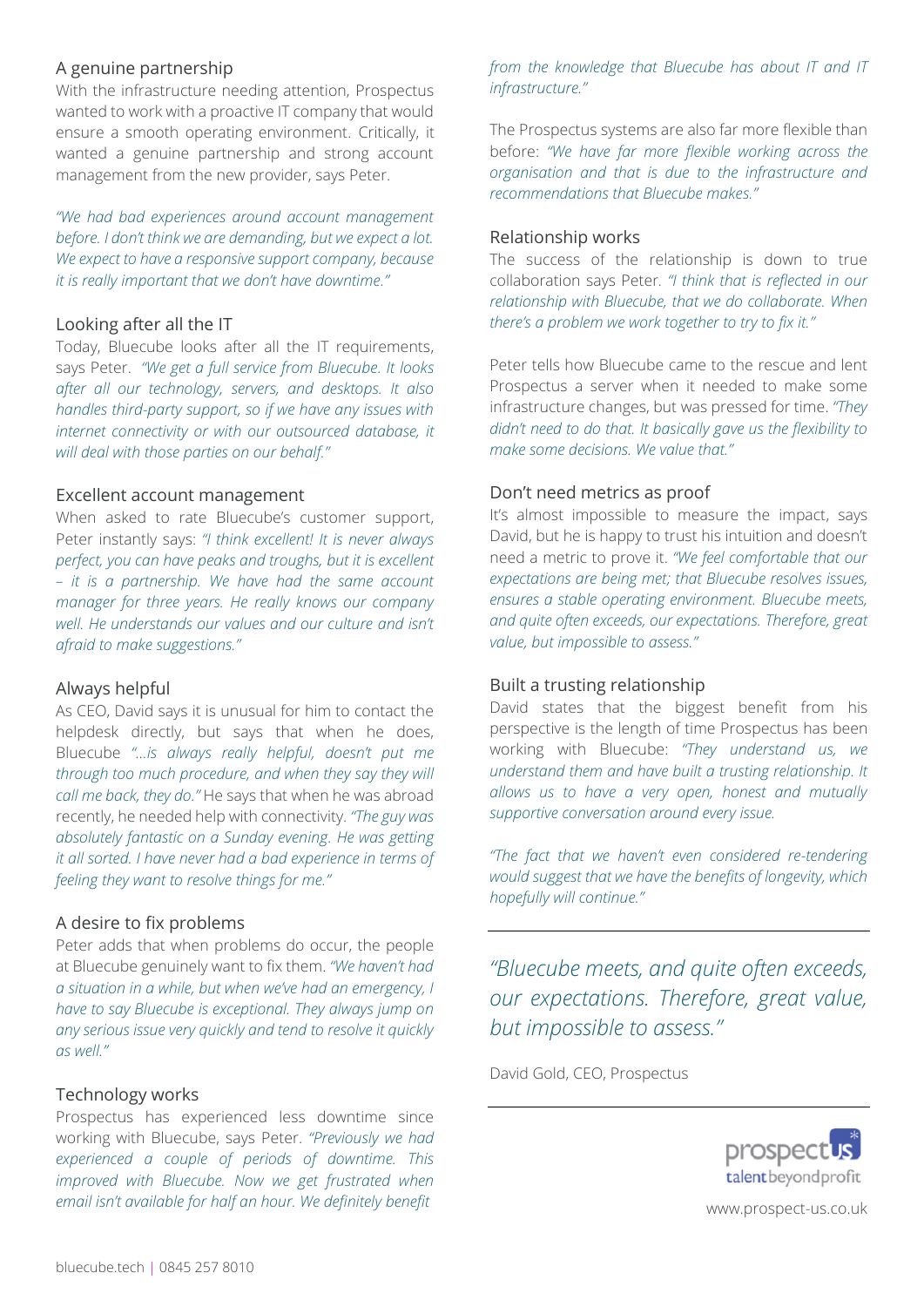## A genuine partnership

With the infrastructure needing attention, Prospectus wanted to work with a proactive IT company that would ensure a smooth operating environment. Critically, it wanted a genuine partnership and strong account management from the new provider, says Peter.

*"We had bad experiences around account management before. I don't think we are demanding, but we expect a lot. We expect to have a responsive support company, because it is really important that we don't have downtime."*

## Looking after all the IT

Today, Bluecube looks after all the IT requirements, says Peter. *"We get a full service from Bluecube. It looks after all our technology, servers, and desktops. It also handles third-party support, so if we have any issues with internet connectivity or with our outsourced database, it will deal with those parties on our behalf."*

## Excellent account management

When asked to rate Bluecube's customer support, Peter instantly says: *"I think excellent! It is never always perfect, you can have peaks and troughs, but it is excellent – it is a partnership. We have had the same account manager for three years. He really knows our company well. He understands our values and our culture and isn't afraid to make suggestions."*

## Always helpful

As CEO, David says it is unusual for him to contact the helpdesk directly, but says that when he does, Bluecube *"...is always really helpful, doesn't put me through too much procedure, and when they say they will call me back, they do."* He says that when he was abroad recently, he needed help with connectivity. *"The guy was absolutely fantastic on a Sunday evening. He was getting it all sorted. I have never had a bad experience in terms of feeling they want to resolve things for me."*

## A desire to fix problems

Peter adds that when problems do occur, the people at Bluecube genuinely want to fix them. *"We haven't had a situation in a while, but when we've had an emergency, I have to say Bluecube is exceptional. They always jump on any serious issue very quickly and tend to resolve it quickly as well."*

## Technology works

Prospectus has experienced less downtime since working with Bluecube, says Peter. *"Previously we had experienced a couple of periods of downtime. This improved with Bluecube. Now we get frustrated when email isn't available for half an hour. We definitely benefit from the knowledge that Bluecube has about IT and IT infrastructure."*

The Prospectus systems are also far more flexible than before: *"We have far more flexible working across the organisation and that is due to the infrastructure and recommendations that Bluecube makes."*

## Relationship works

The success of the relationship is down to true collaboration says Peter. *"I think that is reflected in our relationship with Bluecube, that we do collaborate. When there's a problem we work together to try to fix it."*

Peter tells how Bluecube came to the rescue and lent Prospectus a server when it needed to make some infrastructure changes, but was pressed for time. *"They didn't need to do that. It basically gave us the flexibility to make some decisions. We value that."*

## Don't need metrics as proof

It's almost impossible to measure the impact, says David, but he is happy to trust his intuition and doesn't need a metric to prove it. *"We feel comfortable that our expectations are being met; that Bluecube resolves issues, ensures a stable operating environment. Bluecube meets, and quite often exceeds, our expectations. Therefore, great value, but impossible to assess."*

## Built a trusting relationship

David states that the biggest benefit from his perspective is the length of time Prospectus has been working with Bluecube: *"They understand us, we understand them and have built a trusting relationship. It allows us to have a very open, honest and mutually supportive conversation around every issue.*

*"The fact that we haven't even considered re-tendering would suggest that we have the benefits of longevity, which hopefully will continue."*

---

*"Bluecube meets, and quite often exceeds, our expectations. Therefore, great value, but impossible to assess."*

David Gold, CEO, Prospectus

---

prospectus talentbeyondprofit

www.prospect-us.co.uk

bluecube.tech | 0845 257 8010